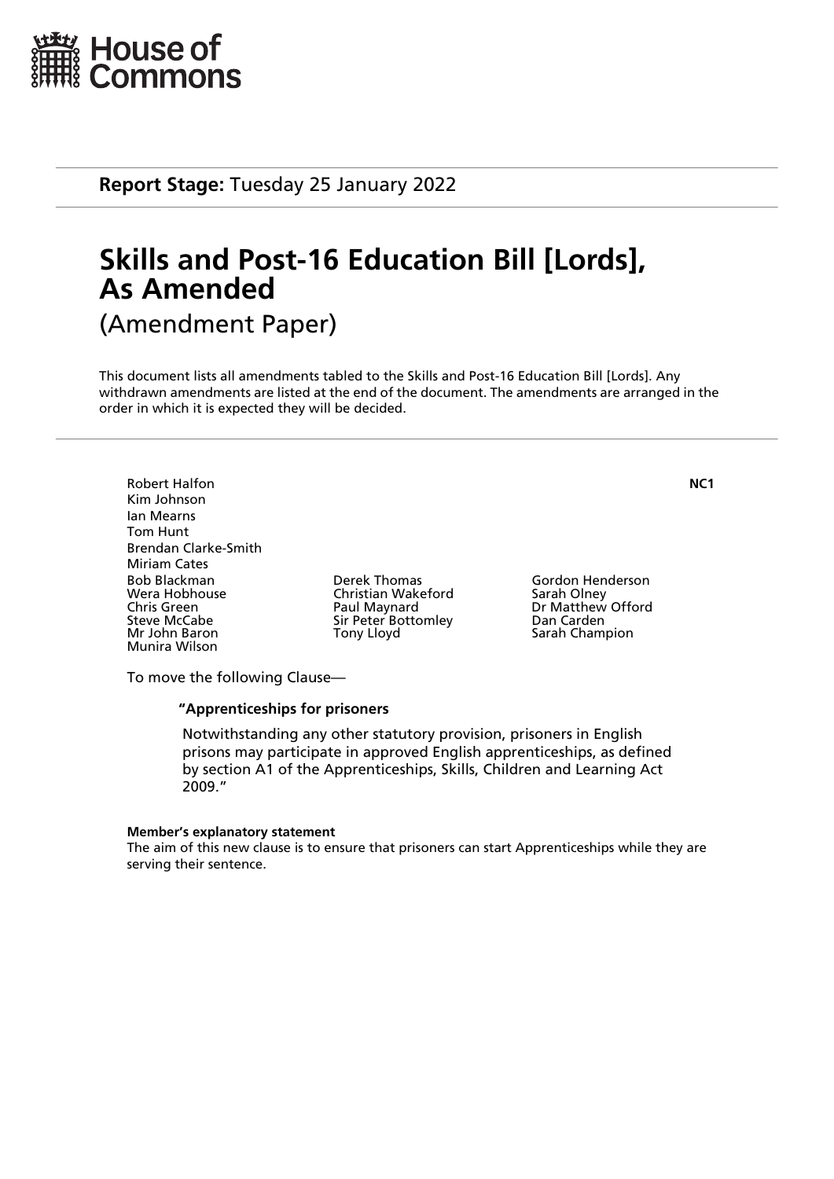House of Commons

**Report Stage:** Tuesday 25 January 2022

# Skills and Post-16 Education Bill [Lords], As Amended

(Amendment Paper)

This document lists all amendments tabled to the Skills and Post-16 Education Bill [Lords]. Any withdrawn amendments are listed at the end of the document. The amendments are arranged in the order in which it is expected they will be decided.

**NC1**

Robert Halfon
Kim Johnson
Ian Mearns
Tom Hunt
Brendan Clarke-Smith
Miriam Cates
Bob Blackman
Wera Hobhouse
Chris Green
Steve McCabe
Mr John Baron
Munira Wilson
Derek Thomas
Christian Wakeford
Paul Maynard
Sir Peter Bottomley
Tony Lloyd
Gordon Henderson
Sarah Olney
Dr Matthew Offord
Dan Carden
Sarah Champion

To move the following Clause—

**"Apprenticeships for prisoners**

Notwithstanding any other statutory provision, prisoners in English prisons may participate in approved English apprenticeships, as defined by section A1 of the Apprenticeships, Skills, Children and Learning Act 2009."

**Member's explanatory statement**

The aim of this new clause is to ensure that prisoners can start Apprenticeships while they are serving their sentence.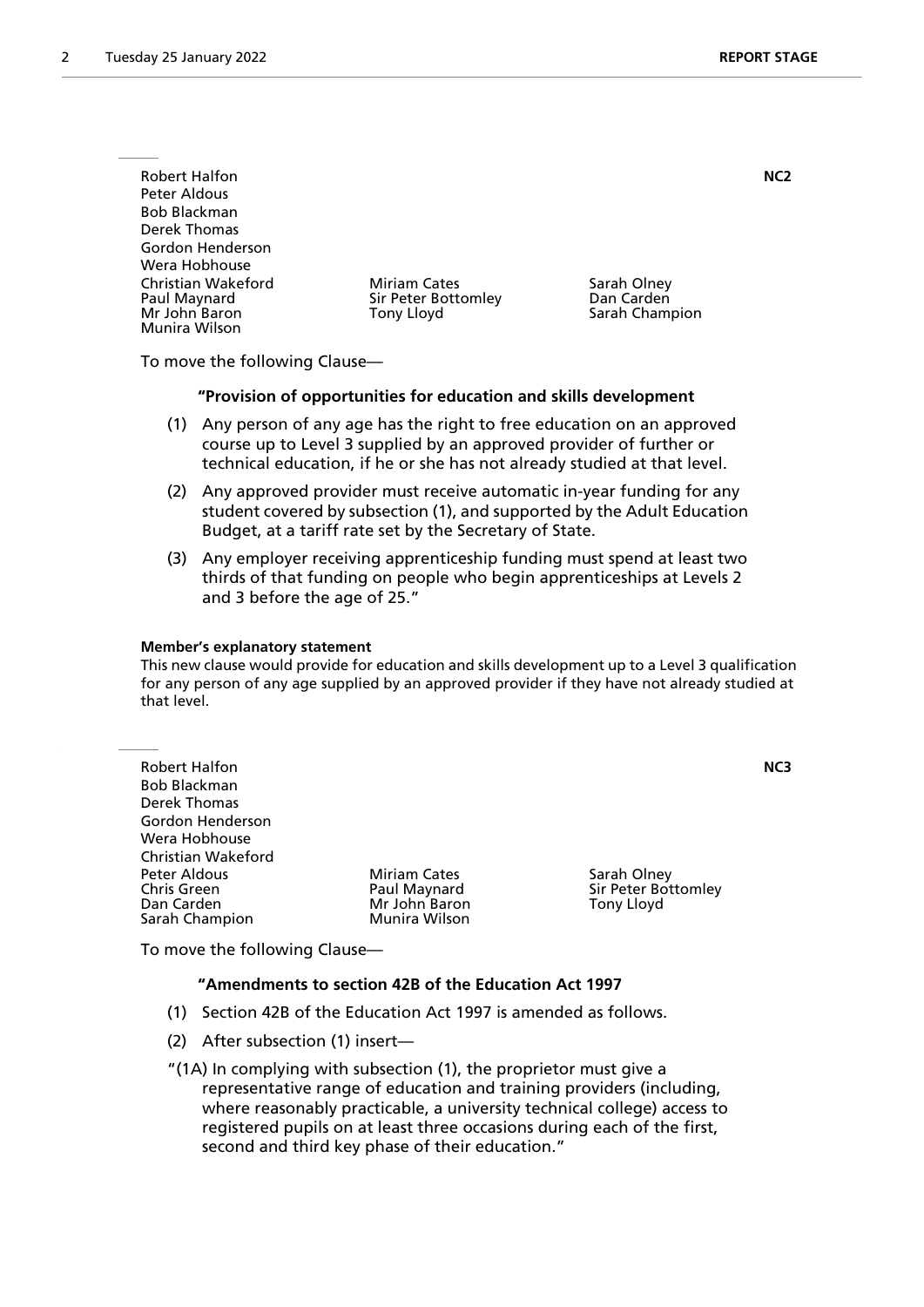Robert Halfon
Peter Aldous
Bob Blackman
Derek Thomas
Gordon Henderson
Wera Hobhouse
Christian Wakeford
Paul Maynard
Mr John Baron
Munira Wilson
Miriam Cates
Sir Peter Bottomley
Tony Lloyd
Sarah Olney
Dan Carden
Sarah Champion

**NC2**

To move the following Clause—

**"Provision of opportunities for education and skills development**

(1) Any person of any age has the right to free education on an approved course up to Level 3 supplied by an approved provider of further or technical education, if he or she has not already studied at that level.

(2) Any approved provider must receive automatic in-year funding for any student covered by subsection (1), and supported by the Adult Education Budget, at a tariff rate set by the Secretary of State.

(3) Any employer receiving apprenticeship funding must spend at least two thirds of that funding on people who begin apprenticeships at Levels 2 and 3 before the age of 25."

**Member's explanatory statement**

This new clause would provide for education and skills development up to a Level 3 qualification for any person of any age supplied by an approved provider if they have not already studied at that level.

---

Robert Halfon
Bob Blackman
Derek Thomas
Gordon Henderson
Wera Hobhouse
Christian Wakeford
Peter Aldous
Chris Green
Dan Carden
Sarah Champion
Miriam Cates
Paul Maynard
Mr John Baron
Munira Wilson
Sarah Olney
Sir Peter Bottomley
Tony Lloyd

**NC3**

To move the following Clause—

**"Amendments to section 42B of the Education Act 1997**

(1) Section 42B of the Education Act 1997 is amended as follows.

(2) After subsection (1) insert—

"(1A) In complying with subsection (1), the proprietor must give a representative range of education and training providers (including, where reasonably practicable, a university technical college) access to registered pupils on at least three occasions during each of the first, second and third key phase of their education."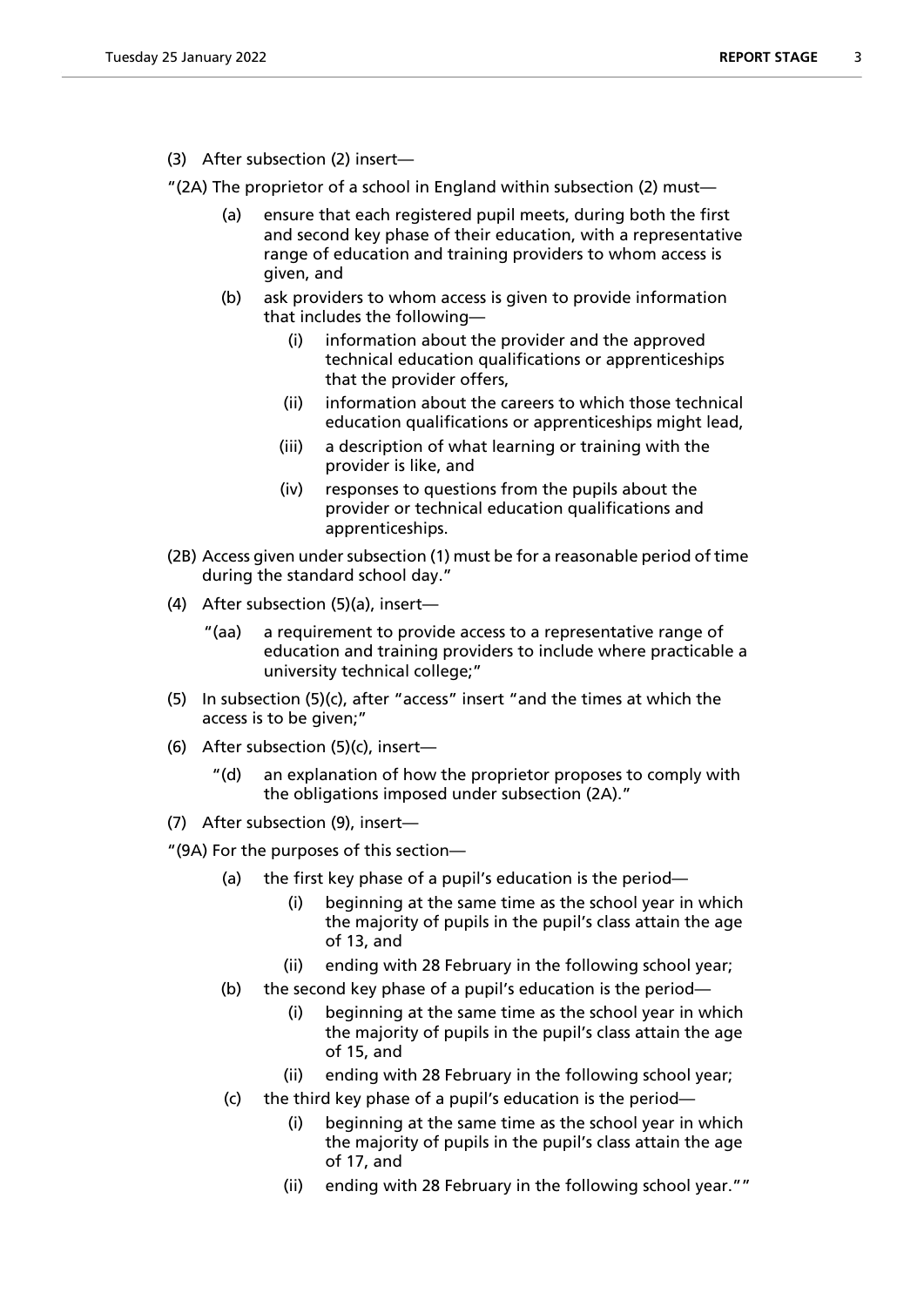(3) After subsection (2) insert—

"(2A) The proprietor of a school in England within subsection (2) must—

- (a) ensure that each registered pupil meets, during both the first and second key phase of their education, with a representative range of education and training providers to whom access is given, and
- (b) ask providers to whom access is given to provide information that includes the following—
  - (i) information about the provider and the approved technical education qualifications or apprenticeships that the provider offers,
  - (ii) information about the careers to which those technical education qualifications or apprenticeships might lead,
  - (iii) a description of what learning or training with the provider is like, and
  - (iv) responses to questions from the pupils about the provider or technical education qualifications and apprenticeships.

(2B) Access given under subsection (1) must be for a reasonable period of time during the standard school day."

(4) After subsection (5)(a), insert—

"(aa) a requirement to provide access to a representative range of education and training providers to include where practicable a university technical college;"

(5) In subsection (5)(c), after "access" insert "and the times at which the access is to be given;"

(6) After subsection (5)(c), insert—

"(d) an explanation of how the proprietor proposes to comply with the obligations imposed under subsection (2A)."

(7) After subsection (9), insert—

"(9A) For the purposes of this section—

- (a) the first key phase of a pupil's education is the period—
  - (i) beginning at the same time as the school year in which the majority of pupils in the pupil's class attain the age of 13, and
  - (ii) ending with 28 February in the following school year;
- (b) the second key phase of a pupil's education is the period—
  - (i) beginning at the same time as the school year in which the majority of pupils in the pupil's class attain the age of 15, and
  - (ii) ending with 28 February in the following school year;
- (c) the third key phase of a pupil's education is the period—
  - (i) beginning at the same time as the school year in which the majority of pupils in the pupil's class attain the age of 17, and
  - (ii) ending with 28 February in the following school year.""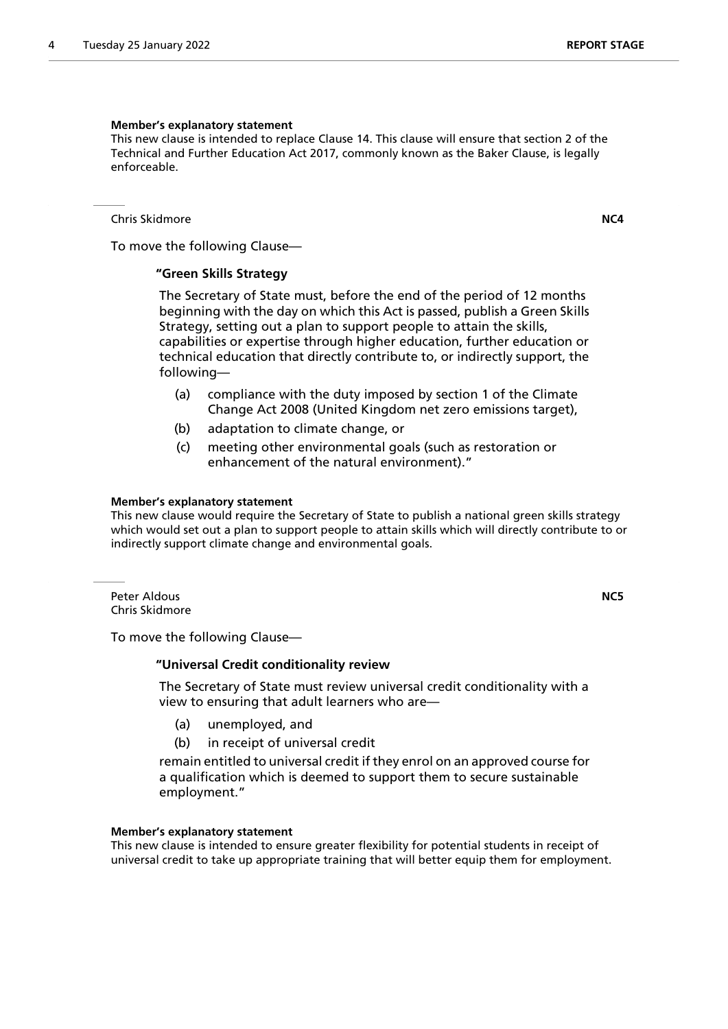**Member's explanatory statement**

This new clause is intended to replace Clause 14. This clause will ensure that section 2 of the Technical and Further Education Act 2017, commonly known as the Baker Clause, is legally enforceable.

---

Chris Skidmore **NC4**

To move the following Clause—

**"Green Skills Strategy**

The Secretary of State must, before the end of the period of 12 months beginning with the day on which this Act is passed, publish a Green Skills Strategy, setting out a plan to support people to attain the skills, capabilities or expertise through higher education, further education or technical education that directly contribute to, or indirectly support, the following—

(a) compliance with the duty imposed by section 1 of the Climate Change Act 2008 (United Kingdom net zero emissions target),

(b) adaptation to climate change, or

(c) meeting other environmental goals (such as restoration or enhancement of the natural environment)."

**Member's explanatory statement**

This new clause would require the Secretary of State to publish a national green skills strategy which would set out a plan to support people to attain skills which will directly contribute to or indirectly support climate change and environmental goals.

---

Peter Aldous **NC5**
Chris Skidmore

To move the following Clause—

**"Universal Credit conditionality review**

The Secretary of State must review universal credit conditionality with a view to ensuring that adult learners who are—

(a) unemployed, and

(b) in receipt of universal credit

remain entitled to universal credit if they enrol on an approved course for a qualification which is deemed to support them to secure sustainable employment."

**Member's explanatory statement**

This new clause is intended to ensure greater flexibility for potential students in receipt of universal credit to take up appropriate training that will better equip them for employment.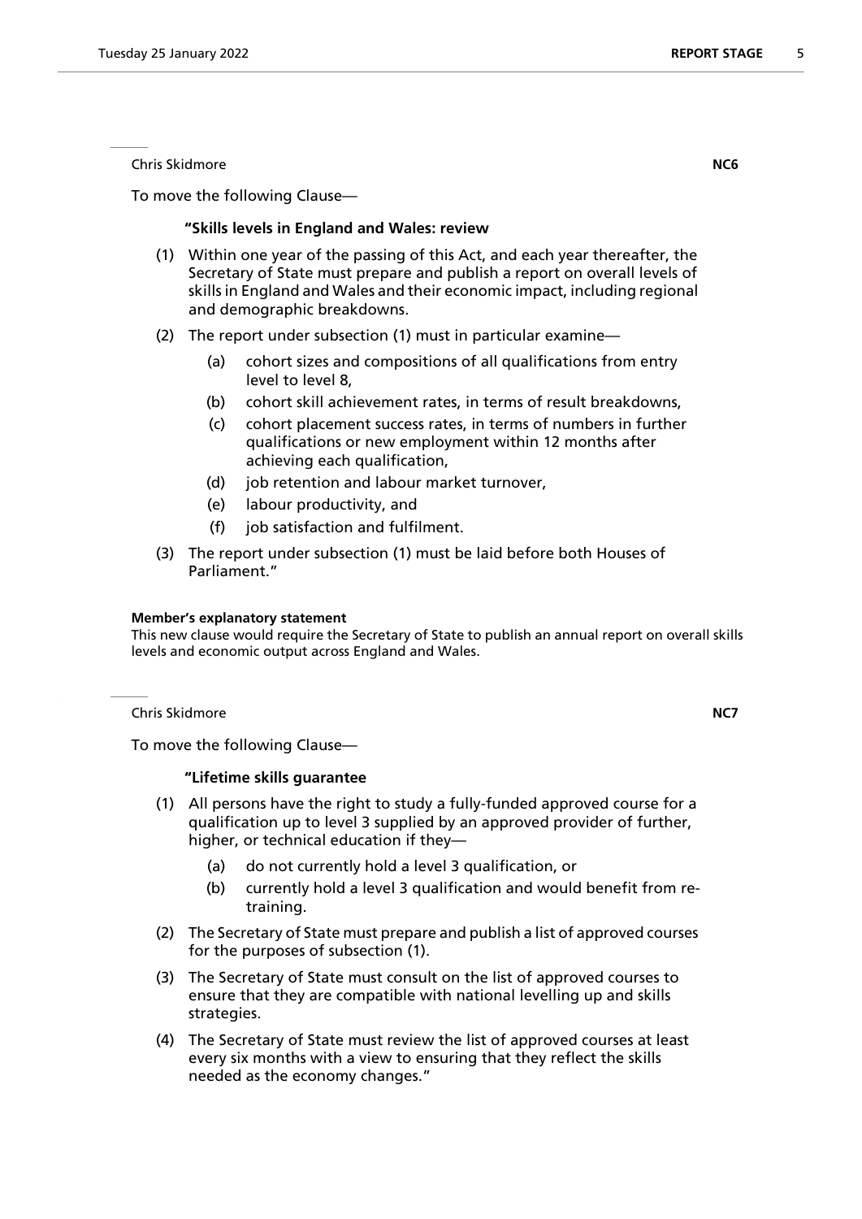Chris Skidmore **NC6**

To move the following Clause—

**"Skills levels in England and Wales: review**

(1) Within one year of the passing of this Act, and each year thereafter, the Secretary of State must prepare and publish a report on overall levels of skills in England and Wales and their economic impact, including regional and demographic breakdowns.

(2) The report under subsection (1) must in particular examine—

(a) cohort sizes and compositions of all qualifications from entry level to level 8,

(b) cohort skill achievement rates, in terms of result breakdowns,

(c) cohort placement success rates, in terms of numbers in further qualifications or new employment within 12 months after achieving each qualification,

(d) job retention and labour market turnover,

(e) labour productivity, and

(f) job satisfaction and fulfilment.

(3) The report under subsection (1) must be laid before both Houses of Parliament."

**Member's explanatory statement**

This new clause would require the Secretary of State to publish an annual report on overall skills levels and economic output across England and Wales.

Chris Skidmore **NC7**

To move the following Clause—

**"Lifetime skills guarantee**

(1) All persons have the right to study a fully-funded approved course for a qualification up to level 3 supplied by an approved provider of further, higher, or technical education if they—

(a) do not currently hold a level 3 qualification, or

(b) currently hold a level 3 qualification and would benefit from re-training.

(2) The Secretary of State must prepare and publish a list of approved courses for the purposes of subsection (1).

(3) The Secretary of State must consult on the list of approved courses to ensure that they are compatible with national levelling up and skills strategies.

(4) The Secretary of State must review the list of approved courses at least every six months with a view to ensuring that they reflect the skills needed as the economy changes."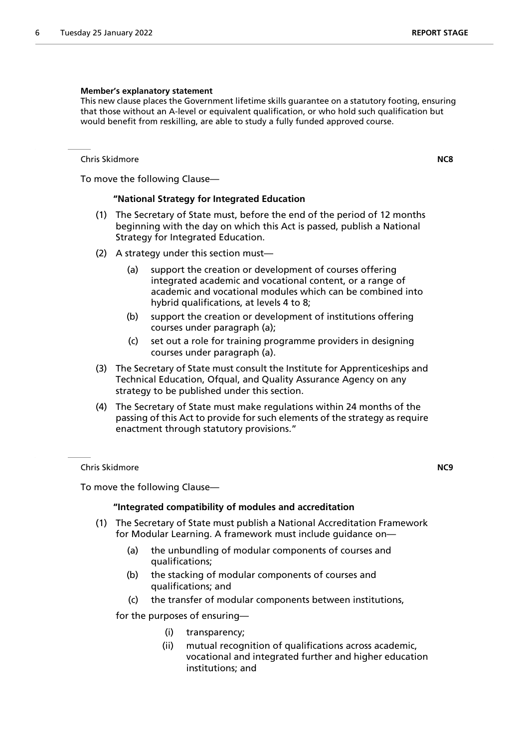**Member's explanatory statement**

This new clause places the Government lifetime skills guarantee on a statutory footing, ensuring that those without an A-level or equivalent qualification, or who hold such qualification but would benefit from reskilling, are able to study a fully funded approved course.

---

Chris Skidmore **NC8**

To move the following Clause—

**"National Strategy for Integrated Education**

(1) The Secretary of State must, before the end of the period of 12 months beginning with the day on which this Act is passed, publish a National Strategy for Integrated Education.

(2) A strategy under this section must—

 (a) support the creation or development of courses offering integrated academic and vocational content, or a range of academic and vocational modules which can be combined into hybrid qualifications, at levels 4 to 8;

 (b) support the creation or development of institutions offering courses under paragraph (a);

 (c) set out a role for training programme providers in designing courses under paragraph (a).

(3) The Secretary of State must consult the Institute for Apprenticeships and Technical Education, Ofqual, and Quality Assurance Agency on any strategy to be published under this section.

(4) The Secretary of State must make regulations within 24 months of the passing of this Act to provide for such elements of the strategy as require enactment through statutory provisions."

---

Chris Skidmore **NC9**

To move the following Clause—

**"Integrated compatibility of modules and accreditation**

(1) The Secretary of State must publish a National Accreditation Framework for Modular Learning. A framework must include guidance on—

 (a) the unbundling of modular components of courses and qualifications;

 (b) the stacking of modular components of courses and qualifications; and

 (c) the transfer of modular components between institutions,

for the purposes of ensuring—

 (i) transparency;

 (ii) mutual recognition of qualifications across academic, vocational and integrated further and higher education institutions; and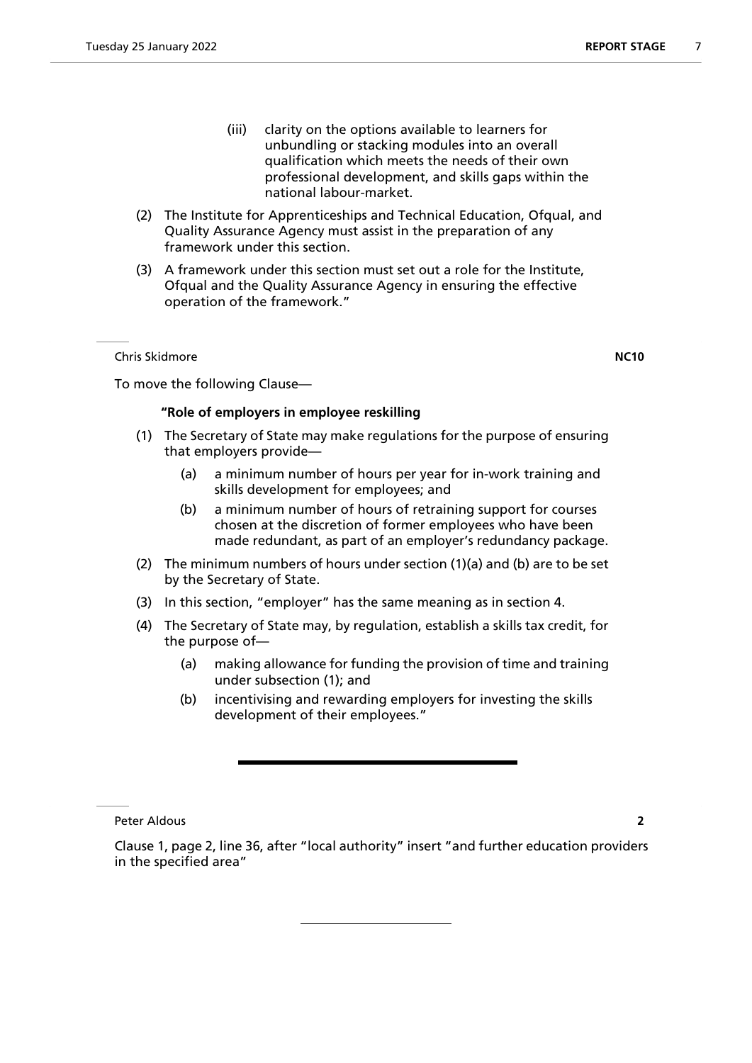(iii) clarity on the options available to learners for unbundling or stacking modules into an overall qualification which meets the needs of their own professional development, and skills gaps within the national labour-market.

(2) The Institute for Apprenticeships and Technical Education, Ofqual, and Quality Assurance Agency must assist in the preparation of any framework under this section.

(3) A framework under this section must set out a role for the Institute, Ofqual and the Quality Assurance Agency in ensuring the effective operation of the framework."

---

Chris Skidmore **NC10**

To move the following Clause—

**"Role of employers in employee reskilling**

(1) The Secretary of State may make regulations for the purpose of ensuring that employers provide—

(a) a minimum number of hours per year for in-work training and skills development for employees; and

(b) a minimum number of hours of retraining support for courses chosen at the discretion of former employees who have been made redundant, as part of an employer's redundancy package.

(2) The minimum numbers of hours under section (1)(a) and (b) are to be set by the Secretary of State.

(3) In this section, "employer" has the same meaning as in section 4.

(4) The Secretary of State may, by regulation, establish a skills tax credit, for the purpose of—

(a) making allowance for funding the provision of time and training under subsection (1); and

(b) incentivising and rewarding employers for investing the skills development of their employees."

---

Peter Aldous **2**

Clause 1, page 2, line 36, after "local authority" insert "and further education providers in the specified area"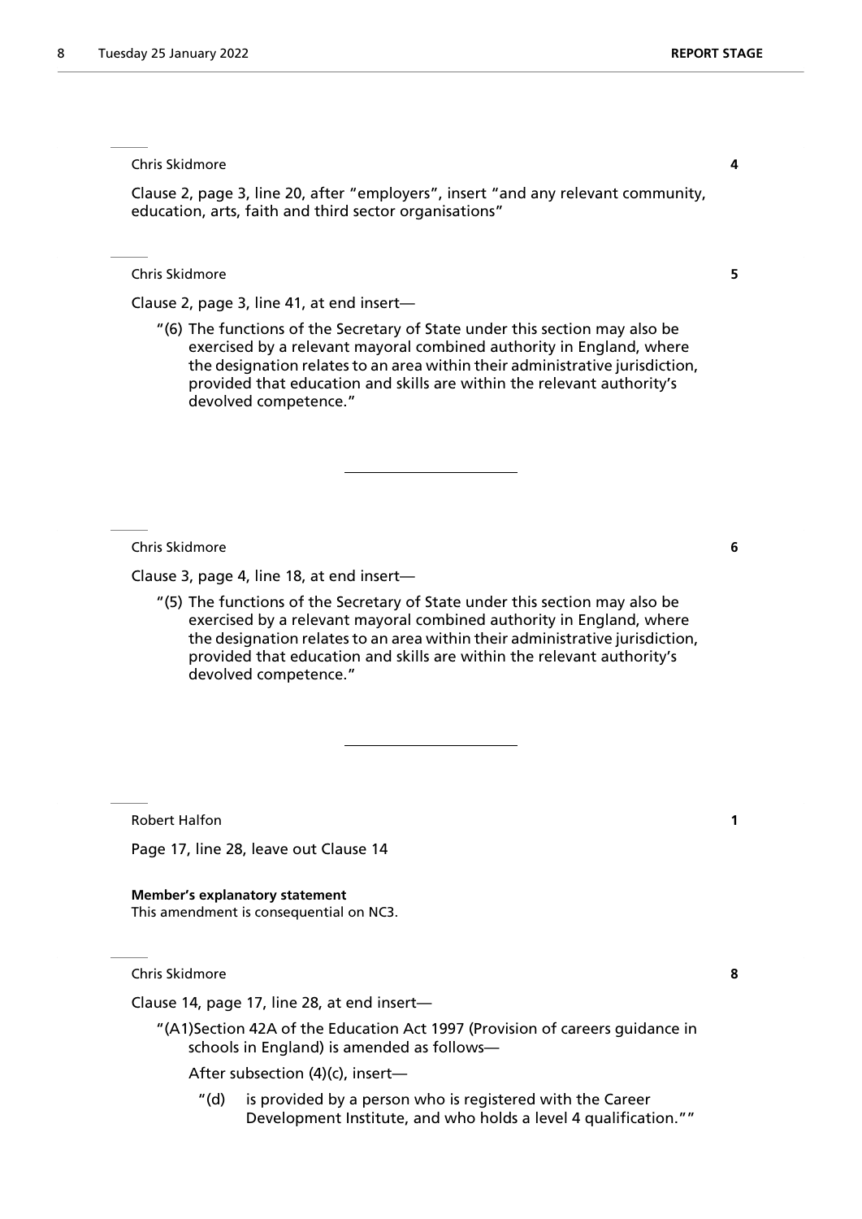Chris Skidmore **4**

Clause 2, page 3, line 20, after "employers", insert "and any relevant community, education, arts, faith and third sector organisations"

---

Chris Skidmore **5**

Clause 2, page 3, line 41, at end insert—

"(6) The functions of the Secretary of State under this section may also be exercised by a relevant mayoral combined authority in England, where the designation relates to an area within their administrative jurisdiction, provided that education and skills are within the relevant authority's devolved competence."

---

Chris Skidmore **6**

Clause 3, page 4, line 18, at end insert—

"(5) The functions of the Secretary of State under this section may also be exercised by a relevant mayoral combined authority in England, where the designation relates to an area within their administrative jurisdiction, provided that education and skills are within the relevant authority's devolved competence."

---

Robert Halfon **1**

Page 17, line 28, leave out Clause 14

**Member's explanatory statement**
This amendment is consequential on NC3.

---

Chris Skidmore **8**

Clause 14, page 17, line 28, at end insert—

"(A1)Section 42A of the Education Act 1997 (Provision of careers guidance in schools in England) is amended as follows—

After subsection (4)(c), insert—

"(d) is provided by a person who is registered with the Career Development Institute, and who holds a level 4 qualification.""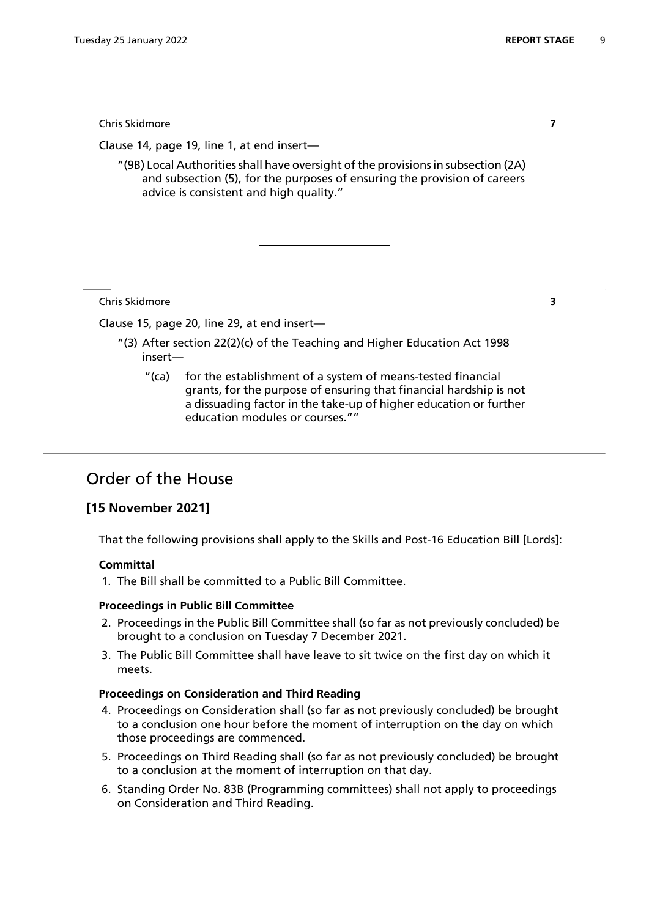Chris Skidmore **7**

Clause 14, page 19, line 1, at end insert—

"(9B) Local Authorities shall have oversight of the provisions in subsection (2A) and subsection (5), for the purposes of ensuring the provision of careers advice is consistent and high quality."

---

Chris Skidmore **3**

Clause 15, page 20, line 29, at end insert—

"(3) After section 22(2)(c) of the Teaching and Higher Education Act 1998 insert—

"(ca) for the establishment of a system of means-tested financial grants, for the purpose of ensuring that financial hardship is not a dissuading factor in the take-up of higher education or further education modules or courses.""

---

## Order of the House

### [15 November 2021]

That the following provisions shall apply to the Skills and Post-16 Education Bill [Lords]:

**Committal**

1. The Bill shall be committed to a Public Bill Committee.

**Proceedings in Public Bill Committee**

2. Proceedings in the Public Bill Committee shall (so far as not previously concluded) be brought to a conclusion on Tuesday 7 December 2021.
3. The Public Bill Committee shall have leave to sit twice on the first day on which it meets.

**Proceedings on Consideration and Third Reading**

4. Proceedings on Consideration shall (so far as not previously concluded) be brought to a conclusion one hour before the moment of interruption on the day on which those proceedings are commenced.
5. Proceedings on Third Reading shall (so far as not previously concluded) be brought to a conclusion at the moment of interruption on that day.
6. Standing Order No. 83B (Programming committees) shall not apply to proceedings on Consideration and Third Reading.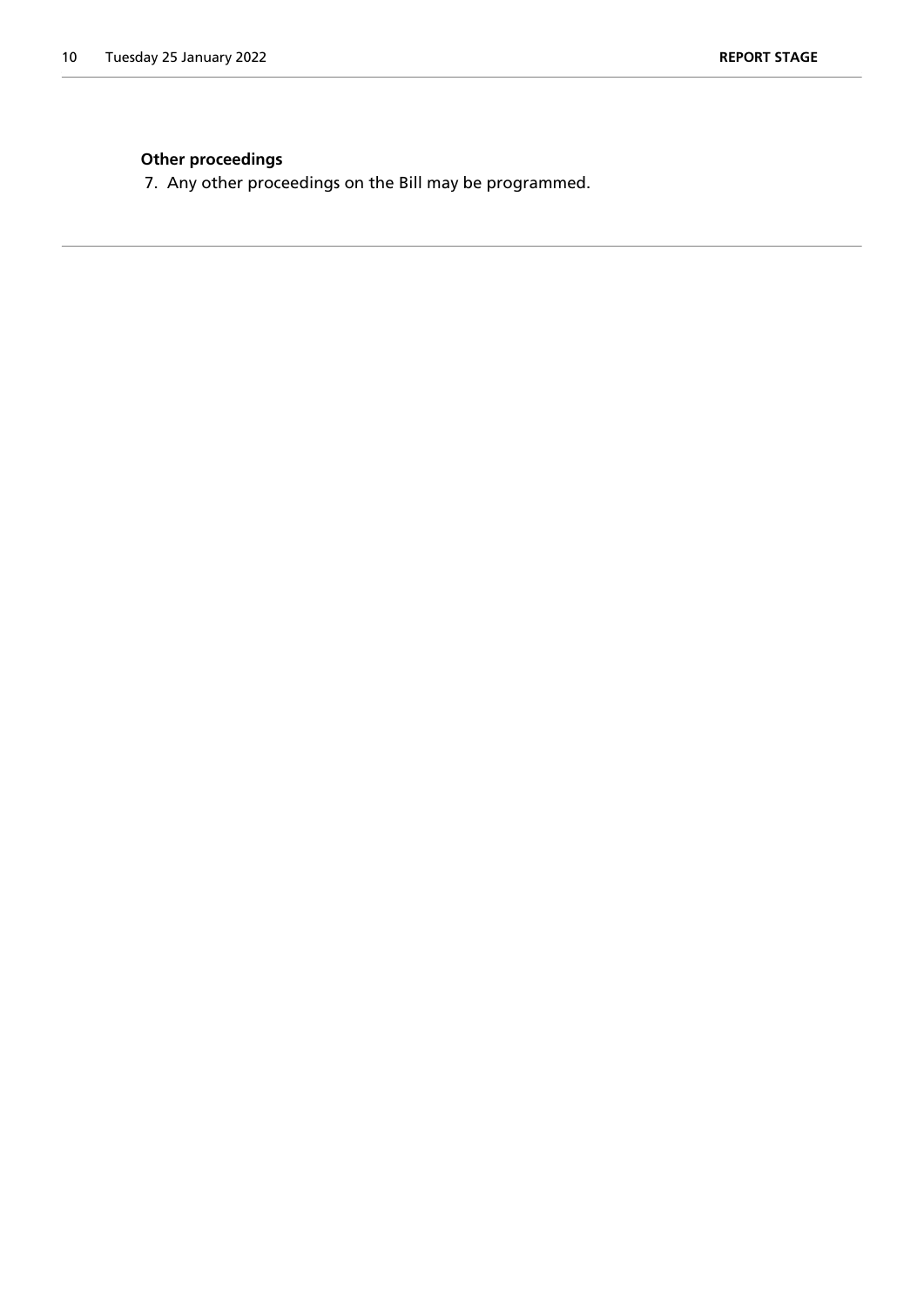**Other proceedings**

7. Any other proceedings on the Bill may be programmed.